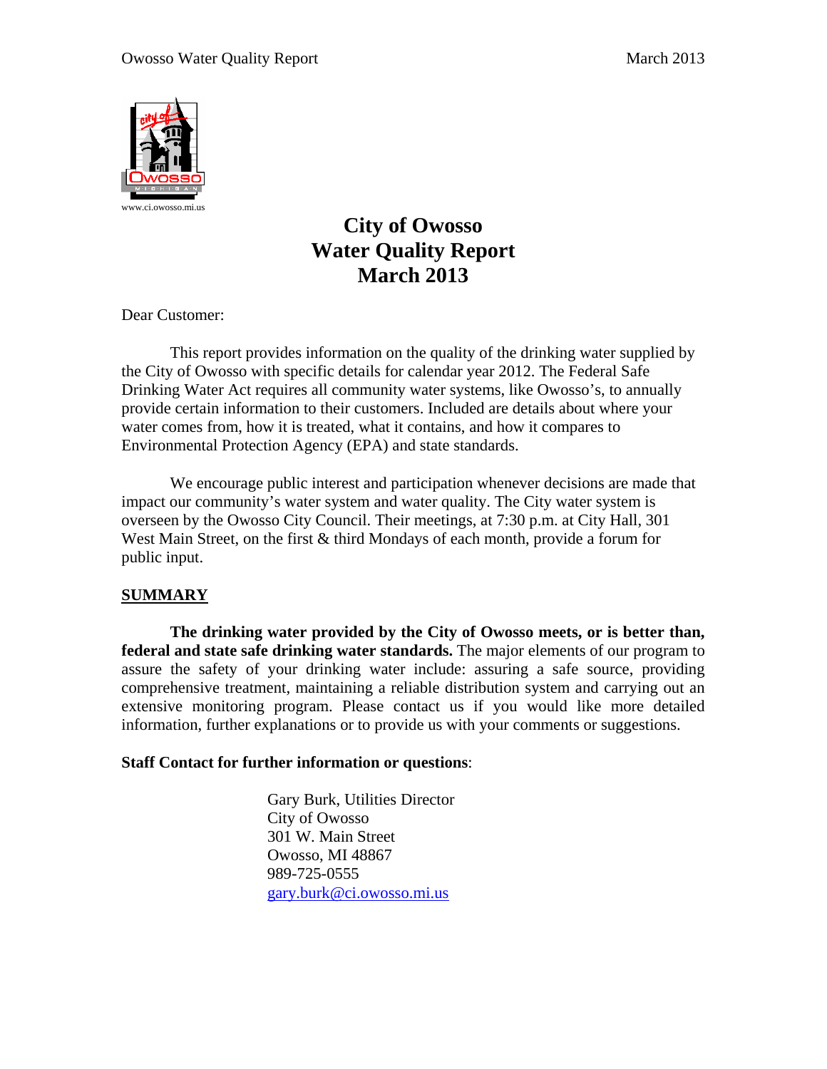www.ci.owosso.mi.us

# City of Owosso
# Water Quality Report
# March 2013

Dear Customer:

This report provides information on the quality of the drinking water supplied by the City of Owosso with specific details for calendar year 2012. The Federal Safe Drinking Water Act requires all community water systems, like Owosso's, to annually provide certain information to their customers. Included are details about where your water comes from, how it is treated, what it contains, and how it compares to Environmental Protection Agency (EPA) and state standards.

We encourage public interest and participation whenever decisions are made that impact our community's water system and water quality. The City water system is overseen by the Owosso City Council. Their meetings, at 7:30 p.m. at City Hall, 301 West Main Street, on the first & third Mondays of each month, provide a forum for public input.

## SUMMARY

**The drinking water provided by the City of Owosso meets, or is better than, federal and state safe drinking water standards.** The major elements of our program to assure the safety of your drinking water include: assuring a safe source, providing comprehensive treatment, maintaining a reliable distribution system and carrying out an extensive monitoring program. Please contact us if you would like more detailed information, further explanations or to provide us with your comments or suggestions.

**Staff Contact for further information or questions**:

Gary Burk, Utilities Director
City of Owosso
301 W. Main Street
Owosso, MI 48867
989-725-0555
gary.burk@ci.owosso.mi.us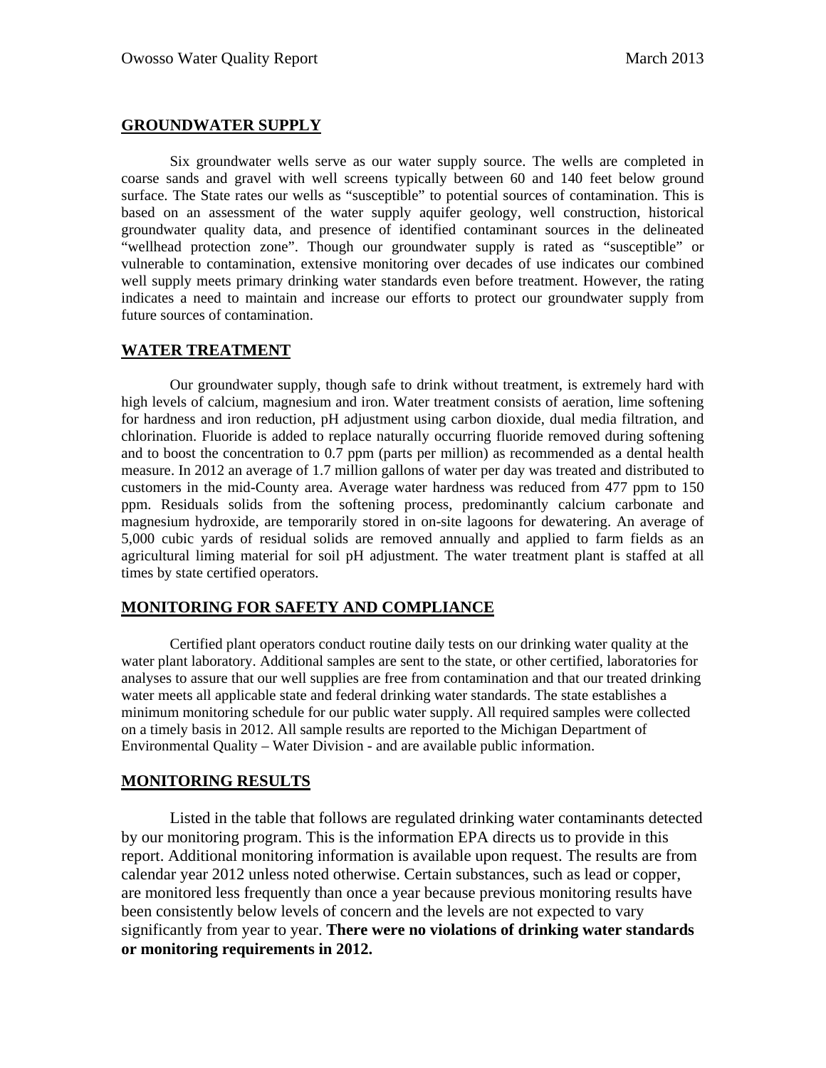## GROUNDWATER SUPPLY

Six groundwater wells serve as our water supply source. The wells are completed in coarse sands and gravel with well screens typically between 60 and 140 feet below ground surface. The State rates our wells as "susceptible" to potential sources of contamination. This is based on an assessment of the water supply aquifer geology, well construction, historical groundwater quality data, and presence of identified contaminant sources in the delineated "wellhead protection zone". Though our groundwater supply is rated as "susceptible" or vulnerable to contamination, extensive monitoring over decades of use indicates our combined well supply meets primary drinking water standards even before treatment. However, the rating indicates a need to maintain and increase our efforts to protect our groundwater supply from future sources of contamination.

## WATER TREATMENT

Our groundwater supply, though safe to drink without treatment, is extremely hard with high levels of calcium, magnesium and iron. Water treatment consists of aeration, lime softening for hardness and iron reduction, pH adjustment using carbon dioxide, dual media filtration, and chlorination. Fluoride is added to replace naturally occurring fluoride removed during softening and to boost the concentration to 0.7 ppm (parts per million) as recommended as a dental health measure. In 2012 an average of 1.7 million gallons of water per day was treated and distributed to customers in the mid-County area. Average water hardness was reduced from 477 ppm to 150 ppm. Residuals solids from the softening process, predominantly calcium carbonate and magnesium hydroxide, are temporarily stored in on-site lagoons for dewatering. An average of 5,000 cubic yards of residual solids are removed annually and applied to farm fields as an agricultural liming material for soil pH adjustment. The water treatment plant is staffed at all times by state certified operators.

## MONITORING FOR SAFETY AND COMPLIANCE

Certified plant operators conduct routine daily tests on our drinking water quality at the water plant laboratory. Additional samples are sent to the state, or other certified, laboratories for analyses to assure that our well supplies are free from contamination and that our treated drinking water meets all applicable state and federal drinking water standards. The state establishes a minimum monitoring schedule for our public water supply. All required samples were collected on a timely basis in 2012. All sample results are reported to the Michigan Department of Environmental Quality – Water Division - and are available public information.

## MONITORING RESULTS

Listed in the table that follows are regulated drinking water contaminants detected by our monitoring program. This is the information EPA directs us to provide in this report. Additional monitoring information is available upon request. The results are from calendar year 2012 unless noted otherwise. Certain substances, such as lead or copper, are monitored less frequently than once a year because previous monitoring results have been consistently below levels of concern and the levels are not expected to vary significantly from year to year. **There were no violations of drinking water standards or monitoring requirements in 2012.**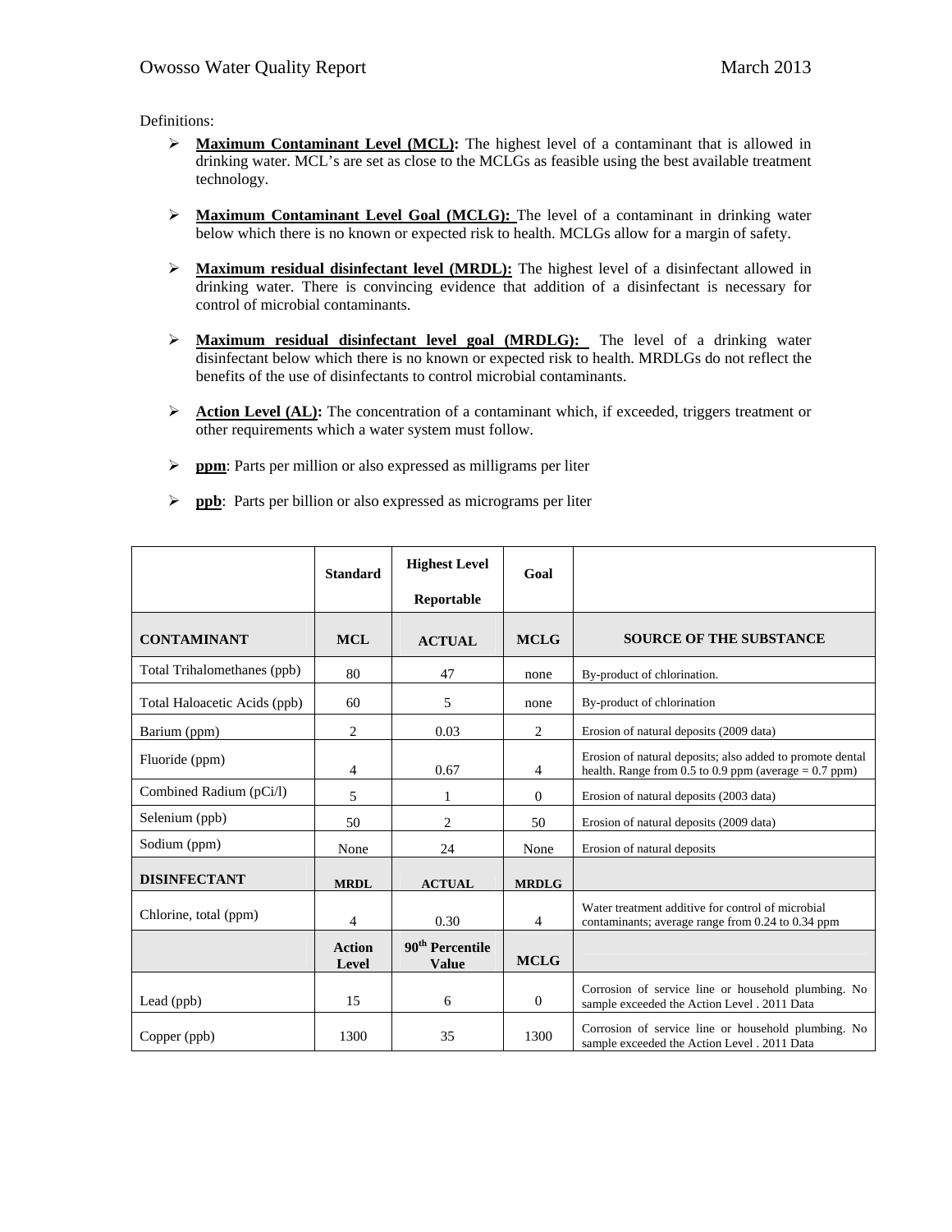Definitions:

- **Maximum Contaminant Level (MCL):** The highest level of a contaminant that is allowed in drinking water. MCL's are set as close to the MCLGs as feasible using the best available treatment technology.

- **Maximum Contaminant Level Goal (MCLG):** The level of a contaminant in drinking water below which there is no known or expected risk to health. MCLGs allow for a margin of safety.

- **Maximum residual disinfectant level (MRDL):** The highest level of a disinfectant allowed in drinking water. There is convincing evidence that addition of a disinfectant is necessary for control of microbial contaminants.

- **Maximum residual disinfectant level goal (MRDLG):** The level of a drinking water disinfectant below which there is no known or expected risk to health. MRDLGs do not reflect the benefits of the use of disinfectants to control microbial contaminants.

- **Action Level (AL):** The concentration of a contaminant which, if exceeded, triggers treatment or other requirements which a water system must follow.

- **ppm**: Parts per million or also expressed as milligrams per liter

- **ppb**: Parts per billion or also expressed as micrograms per liter

| | Standard | Highest Level Reportable | Goal | |
|---|---|---|---|---|
| **CONTAMINANT** | **MCL** | **ACTUAL** | **MCLG** | **SOURCE OF THE SUBSTANCE** |
| Total Trihalomethanes (ppb) | 80 | 47 | none | By-product of chlorination. |
| Total Haloacetic Acids (ppb) | 60 | 5 | none | By-product of chlorination |
| Barium (ppm) | 2 | 0.03 | 2 | Erosion of natural deposits (2009 data) |
| Fluoride (ppm) | 4 | 0.67 | 4 | Erosion of natural deposits; also added to promote dental health. Range from 0.5 to 0.9 ppm (average = 0.7 ppm) |
| Combined Radium (pCi/l) | 5 | 1 | 0 | Erosion of natural deposits (2003 data) |
| Selenium (ppb) | 50 | 2 | 50 | Erosion of natural deposits (2009 data) |
| Sodium (ppm) | None | 24 | None | Erosion of natural deposits |
| **DISINFECTANT** | **MRDL** | **ACTUAL** | **MRDLG** | |
| Chlorine, total (ppm) | 4 | 0.30 | 4 | Water treatment additive for control of microbial contaminants; average range from 0.24 to 0.34 ppm |
| | **Action Level** | **90th Percentile Value** | **MCLG** | |
| Lead (ppb) | 15 | 6 | 0 | Corrosion of service line or household plumbing. No sample exceeded the Action Level . 2011 Data |
| Copper (ppb) | 1300 | 35 | 1300 | Corrosion of service line or household plumbing. No sample exceeded the Action Level . 2011 Data |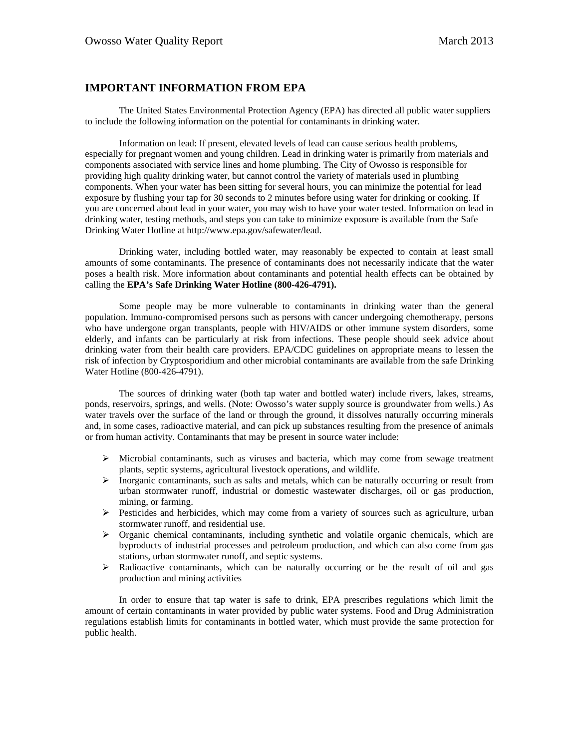## IMPORTANT INFORMATION FROM EPA

The United States Environmental Protection Agency (EPA) has directed all public water suppliers to include the following information on the potential for contaminants in drinking water.

Information on lead: If present, elevated levels of lead can cause serious health problems, especially for pregnant women and young children. Lead in drinking water is primarily from materials and components associated with service lines and home plumbing. The City of Owosso is responsible for providing high quality drinking water, but cannot control the variety of materials used in plumbing components. When your water has been sitting for several hours, you can minimize the potential for lead exposure by flushing your tap for 30 seconds to 2 minutes before using water for drinking or cooking. If you are concerned about lead in your water, you may wish to have your water tested. Information on lead in drinking water, testing methods, and steps you can take to minimize exposure is available from the Safe Drinking Water Hotline at http://www.epa.gov/safewater/lead.

Drinking water, including bottled water, may reasonably be expected to contain at least small amounts of some contaminants. The presence of contaminants does not necessarily indicate that the water poses a health risk. More information about contaminants and potential health effects can be obtained by calling the **EPA's Safe Drinking Water Hotline (800-426-4791).**

Some people may be more vulnerable to contaminants in drinking water than the general population. Immuno-compromised persons such as persons with cancer undergoing chemotherapy, persons who have undergone organ transplants, people with HIV/AIDS or other immune system disorders, some elderly, and infants can be particularly at risk from infections. These people should seek advice about drinking water from their health care providers. EPA/CDC guidelines on appropriate means to lessen the risk of infection by Cryptosporidium and other microbial contaminants are available from the safe Drinking Water Hotline (800-426-4791).

The sources of drinking water (both tap water and bottled water) include rivers, lakes, streams, ponds, reservoirs, springs, and wells. (Note: Owosso's water supply source is groundwater from wells.) As water travels over the surface of the land or through the ground, it dissolves naturally occurring minerals and, in some cases, radioactive material, and can pick up substances resulting from the presence of animals or from human activity. Contaminants that may be present in source water include:

- Microbial contaminants, such as viruses and bacteria, which may come from sewage treatment plants, septic systems, agricultural livestock operations, and wildlife.
- Inorganic contaminants, such as salts and metals, which can be naturally occurring or result from urban stormwater runoff, industrial or domestic wastewater discharges, oil or gas production, mining, or farming.
- Pesticides and herbicides, which may come from a variety of sources such as agriculture, urban stormwater runoff, and residential use.
- Organic chemical contaminants, including synthetic and volatile organic chemicals, which are byproducts of industrial processes and petroleum production, and which can also come from gas stations, urban stormwater runoff, and septic systems.
- Radioactive contaminants, which can be naturally occurring or be the result of oil and gas production and mining activities

In order to ensure that tap water is safe to drink, EPA prescribes regulations which limit the amount of certain contaminants in water provided by public water systems. Food and Drug Administration regulations establish limits for contaminants in bottled water, which must provide the same protection for public health.